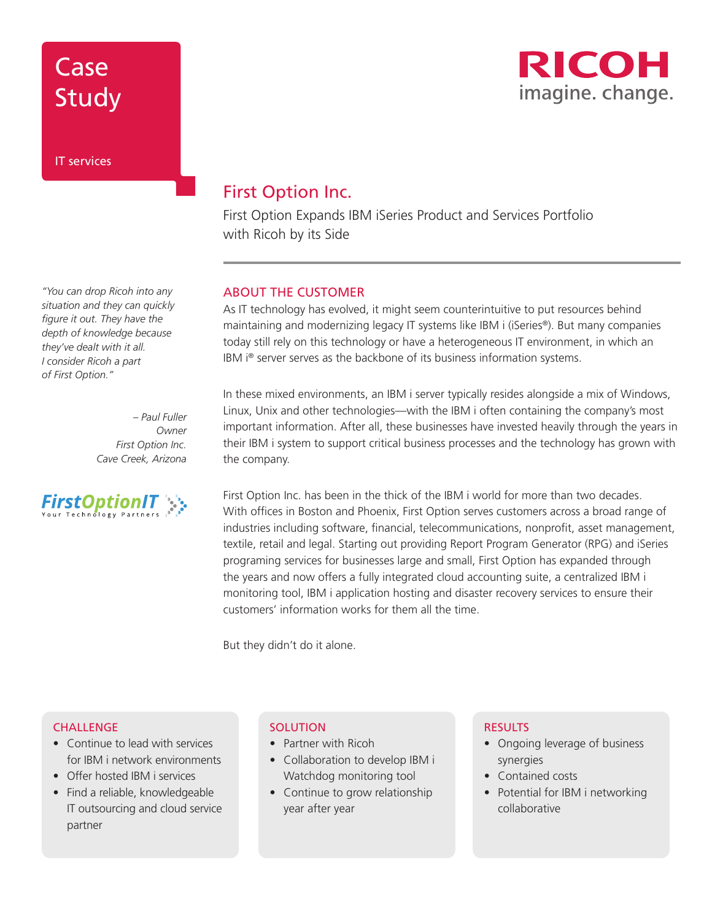# Case Study

IT services

RICOH
imagine. change.

## First Option Inc.

First Option Expands IBM iSeries Product and Services Portfolio with Ricoh by its Side

*"You can drop Ricoh into any situation and they can quickly figure it out. They have the depth of knowledge because they've dealt with it all. I consider Ricoh a part of First Option."*

*– Paul Fuller*
*Owner*
*First Option Inc.*
*Cave Creek, Arizona*

FirstOptionIT
Your Technology Partners

### ABOUT THE CUSTOMER

As IT technology has evolved, it might seem counterintuitive to put resources behind maintaining and modernizing legacy IT systems like IBM i (iSeries®). But many companies today still rely on this technology or have a heterogeneous IT environment, in which an IBM i® server serves as the backbone of its business information systems.

In these mixed environments, an IBM i server typically resides alongside a mix of Windows, Linux, Unix and other technologies—with the IBM i often containing the company's most important information. After all, these businesses have invested heavily through the years in their IBM i system to support critical business processes and the technology has grown with the company.

First Option Inc. has been in the thick of the IBM i world for more than two decades. With offices in Boston and Phoenix, First Option serves customers across a broad range of industries including software, financial, telecommunications, nonprofit, asset management, textile, retail and legal. Starting out providing Report Program Generator (RPG) and iSeries programing services for businesses large and small, First Option has expanded through the years and now offers a fully integrated cloud accounting suite, a centralized IBM i monitoring tool, IBM i application hosting and disaster recovery services to ensure their customers' information works for them all the time.

But they didn't do it alone.

### CHALLENGE

- Continue to lead with services for IBM i network environments
- Offer hosted IBM i services
- Find a reliable, knowledgeable IT outsourcing and cloud service partner

### SOLUTION

- Partner with Ricoh
- Collaboration to develop IBM i Watchdog monitoring tool
- Continue to grow relationship year after year

### RESULTS

- Ongoing leverage of business synergies
- Contained costs
- Potential for IBM i networking collaborative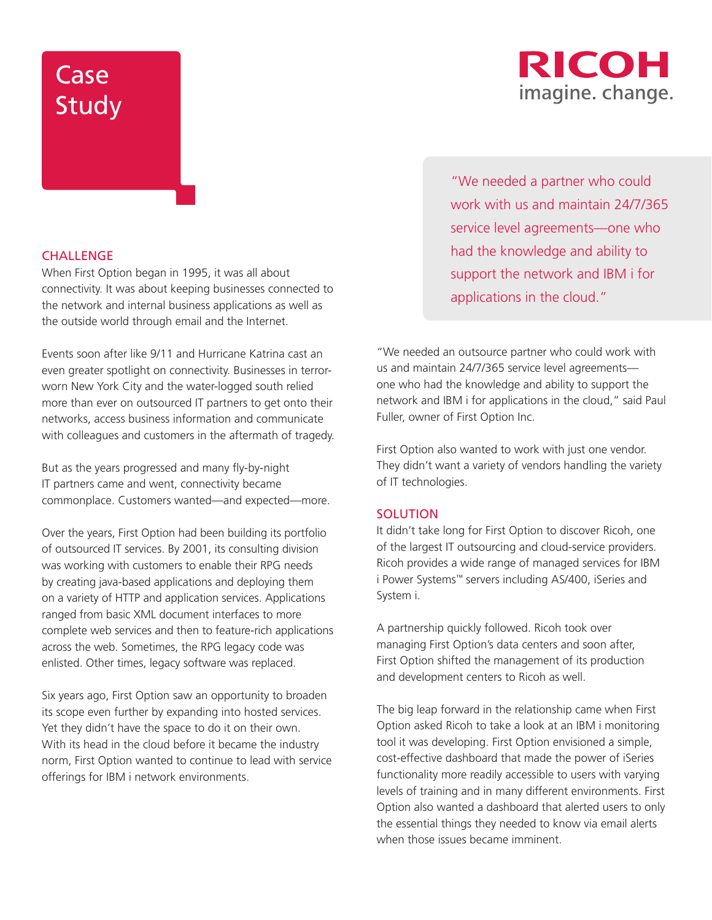# Case Study

RICOH
imagine. change.

## CHALLENGE

When First Option began in 1995, it was all about connectivity. It was about keeping businesses connected to the network and internal business applications as well as the outside world through email and the Internet.

Events soon after like 9/11 and Hurricane Katrina cast an even greater spotlight on connectivity. Businesses in terror-worn New York City and the water-logged south relied more than ever on outsourced IT partners to get onto their networks, access business information and communicate with colleagues and customers in the aftermath of tragedy.

But as the years progressed and many fly-by-night IT partners came and went, connectivity became commonplace. Customers wanted—and expected—more.

Over the years, First Option had been building its portfolio of outsourced IT services. By 2001, its consulting division was working with customers to enable their RPG needs by creating java-based applications and deploying them on a variety of HTTP and application services. Applications ranged from basic XML document interfaces to more complete web services and then to feature-rich applications across the web. Sometimes, the RPG legacy code was enlisted. Other times, legacy software was replaced.

Six years ago, First Option saw an opportunity to broaden its scope even further by expanding into hosted services. Yet they didn't have the space to do it on their own. With its head in the cloud before it became the industry norm, First Option wanted to continue to lead with service offerings for IBM i network environments.

> "We needed a partner who could work with us and maintain 24/7/365 service level agreements—one who had the knowledge and ability to support the network and IBM i for applications in the cloud."

"We needed an outsource partner who could work with us and maintain 24/7/365 service level agreements—one who had the knowledge and ability to support the network and IBM i for applications in the cloud," said Paul Fuller, owner of First Option Inc.

First Option also wanted to work with just one vendor. They didn't want a variety of vendors handling the variety of IT technologies.

## SOLUTION

It didn't take long for First Option to discover Ricoh, one of the largest IT outsourcing and cloud-service providers. Ricoh provides a wide range of managed services for IBM i Power Systems™ servers including AS/400, iSeries and System i.

A partnership quickly followed. Ricoh took over managing First Option's data centers and soon after, First Option shifted the management of its production and development centers to Ricoh as well.

The big leap forward in the relationship came when First Option asked Ricoh to take a look at an IBM i monitoring tool it was developing. First Option envisioned a simple, cost-effective dashboard that made the power of iSeries functionality more readily accessible to users with varying levels of training and in many different environments. First Option also wanted a dashboard that alerted users to only the essential things they needed to know via email alerts when those issues became imminent.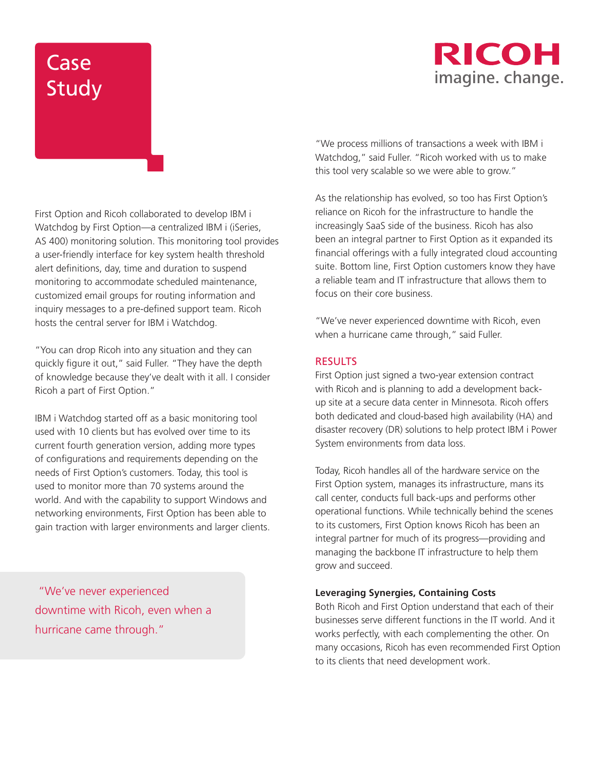First Option and Ricoh collaborated to develop IBM i Watchdog by First Option—a centralized IBM i (iSeries, AS 400) monitoring solution. This monitoring tool provides a user-friendly interface for key system health threshold alert definitions, day, time and duration to suspend monitoring to accommodate scheduled maintenance, customized email groups for routing information and inquiry messages to a pre-defined support team. Ricoh hosts the central server for IBM i Watchdog.

"You can drop Ricoh into any situation and they can quickly figure it out," said Fuller. "They have the depth of knowledge because they've dealt with it all. I consider Ricoh a part of First Option."

IBM i Watchdog started off as a basic monitoring tool used with 10 clients but has evolved over time to its current fourth generation version, adding more types of configurations and requirements depending on the needs of First Option's customers. Today, this tool is used to monitor more than 70 systems around the world. And with the capability to support Windows and networking environments, First Option has been able to gain traction with larger environments and larger clients.

> "We've never experienced downtime with Ricoh, even when a hurricane came through."

"We process millions of transactions a week with IBM i Watchdog," said Fuller. "Ricoh worked with us to make this tool very scalable so we were able to grow."

As the relationship has evolved, so too has First Option's reliance on Ricoh for the infrastructure to handle the increasingly SaaS side of the business. Ricoh has also been an integral partner to First Option as it expanded its financial offerings with a fully integrated cloud accounting suite. Bottom line, First Option customers know they have a reliable team and IT infrastructure that allows them to focus on their core business.

"We've never experienced downtime with Ricoh, even when a hurricane came through," said Fuller.

## RESULTS

First Option just signed a two-year extension contract with Ricoh and is planning to add a development back-up site at a secure data center in Minnesota. Ricoh offers both dedicated and cloud-based high availability (HA) and disaster recovery (DR) solutions to help protect IBM i Power System environments from data loss.

Today, Ricoh handles all of the hardware service on the First Option system, manages its infrastructure, mans its call center, conducts full back-ups and performs other operational functions. While technically behind the scenes to its customers, First Option knows Ricoh has been an integral partner for much of its progress—providing and managing the backbone IT infrastructure to help them grow and succeed.

### Leveraging Synergies, Containing Costs

Both Ricoh and First Option understand that each of their businesses serve different functions in the IT world. And it works perfectly, with each complementing the other. On many occasions, Ricoh has even recommended First Option to its clients that need development work.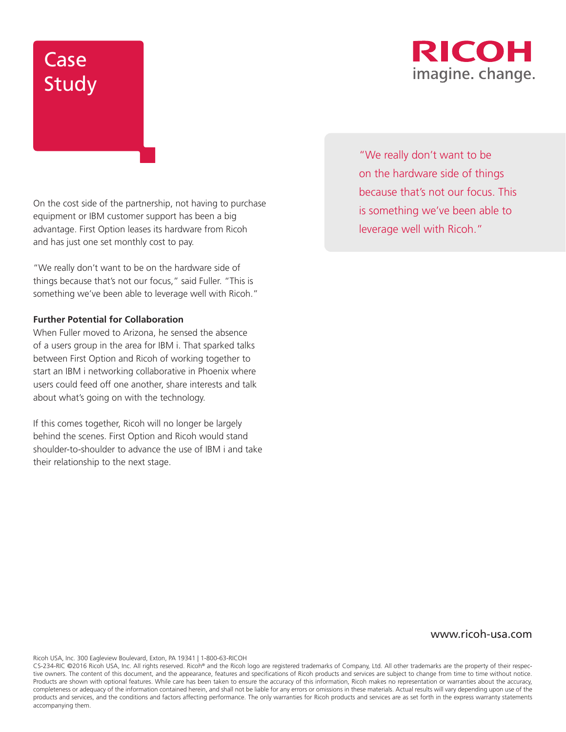Case Study

RICOH
imagine. change.

On the cost side of the partnership, not having to purchase equipment or IBM customer support has been a big advantage. First Option leases its hardware from Ricoh and has just one set monthly cost to pay.

"We really don't want to be on the hardware side of things because that's not our focus," said Fuller. "This is something we've been able to leverage well with Ricoh."

### Further Potential for Collaboration

When Fuller moved to Arizona, he sensed the absence of a users group in the area for IBM i. That sparked talks between First Option and Ricoh of working together to start an IBM i networking collaborative in Phoenix where users could feed off one another, share interests and talk about what's going on with the technology.

If this comes together, Ricoh will no longer be largely behind the scenes. First Option and Ricoh would stand shoulder-to-shoulder to advance the use of IBM i and take their relationship to the next stage.

> "We really don't want to be on the hardware side of things because that's not our focus. This is something we've been able to leverage well with Ricoh."

www.ricoh-usa.com

Ricoh USA, Inc. 300 Eagleview Boulevard, Exton, PA 19341 | 1-800-63-RICOH
CS-234-RIC ©2016 Ricoh USA, Inc. All rights reserved. Ricoh® and the Ricoh logo are registered trademarks of Company, Ltd. All other trademarks are the property of their respective owners. The content of this document, and the appearance, features and specifications of Ricoh products and services are subject to change from time to time without notice. Products are shown with optional features. While care has been taken to ensure the accuracy of this information, Ricoh makes no representation or warranties about the accuracy, completeness or adequacy of the information contained herein, and shall not be liable for any errors or omissions in these materials. Actual results will vary depending upon use of the products and services, and the conditions and factors affecting performance. The only warranties for Ricoh products and services are as set forth in the express warranty statements accompanying them.